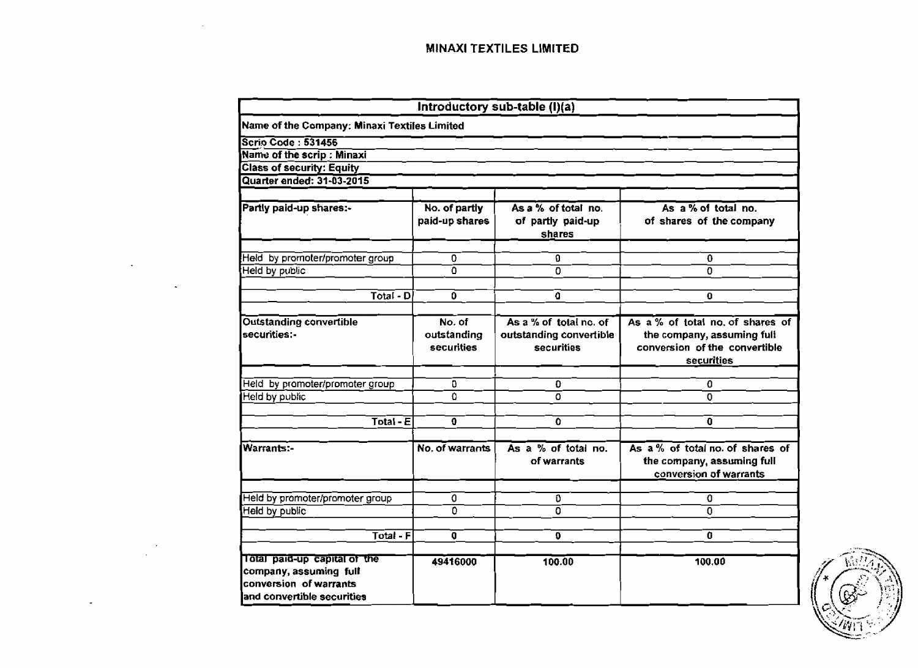# MINAXI TEXTILES LIMITED

| Introductory sub-table (I)(a) | | | |
|---|---|---|---|
| Name of the Company: Minaxi Textiles Limited | | | |
| Scrip Code : 531456 | | | |
| Name of the scrip : Minaxi | | | |
| Class of security: Equity | | | |
| Quarter ended: 31-03-2015 | | | |
| | | | |
| Partly paid-up shares:- | No. of partly paid-up shares | As a % of total no. of partly paid-up shares | As a % of total no. of shares of the company |
| | | | |
| Held by promoter/promoter group | 0 | 0 | 0 |
| Held by public | 0 | 0 | 0 |
| | | | |
| Total - D | 0 | 0 | 0 |
| | | | |
| Outstanding convertible securities:- | No. of outstanding securities | As a % of total no. of outstanding convertible securities | As a % of total no. of shares of the company, assuming full conversion of the convertible securities |
| | | | |
| Held by promoter/promoter group | 0 | 0 | 0 |
| Held by public | 0 | 0 | 0 |
| | | | |
| Total - E | 0 | 0 | 0 |
| | | | |
| Warrants:- | No. of warrants | As a % of total no. of warrants | As a % of total no. of shares of the company, assuming full conversion of warrants |
| | | | |
| Held by promoter/promoter group | 0 | 0 | 0 |
| Held by public | 0 | 0 | 0 |
| | | | |
| Total - F | 0 | 0 | 0 |
| | | | |
| Total paid-up capital of the company, assuming full conversion of warrants and convertible securities | 49416000 | 100.00 | 100.00 |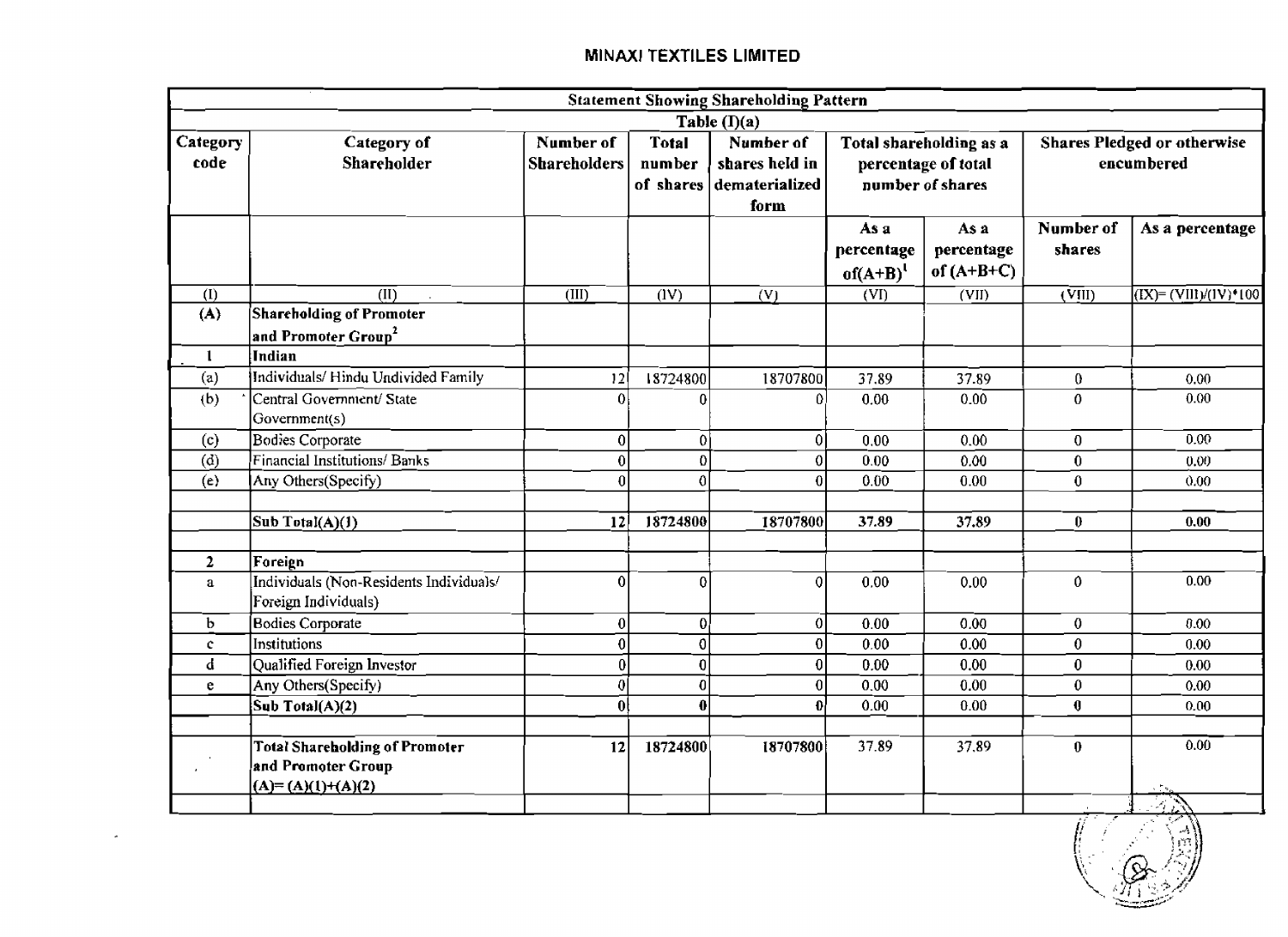## MINAXI TEXTILES LIMITED

| Statement Showing Shareholding Pattern | | | | | | | | |
|---|---|---|---|---|---|---|---|---|
| Table (I)(a) | | | | | | | | |
| Category code | Category of Shareholder | Number of Shareholders | Total number of shares | Number of shares held in dematerialized form | Total shareholding as a percentage of total number of shares | | Shares Pledged or otherwise encumbered | |
| | | | | | As a percentage of(A+B)[1] | As a percentage of (A+B+C) | Number of shares | As a percentage |
| (I) | (II) | (III) | (IV) | (V) | (VI) | (VII) | (VIII) | (IX)= (VIII)/(IV)*100 |
| (A) | **Shareholding of Promoter and Promoter Group[2]** | | | | | | | |
| 1 | **Indian** | | | | | | | |
| (a) | Individuals/ Hindu Undivided Family | 12 | 18724800 | 18707800 | 37.89 | 37.89 | 0 | 0.00 |
| (b) | Central Government/ State Government(s) | 0 | 0 | 0 | 0.00 | 0.00 | 0 | 0.00 |
| (c) | Bodies Corporate | 0 | 0 | 0 | 0.00 | 0.00 | 0 | 0.00 |
| (d) | Financial Institutions/ Banks | 0 | 0 | 0 | 0.00 | 0.00 | 0 | 0.00 |
| (e) | Any Others(Specify) | 0 | 0 | 0 | 0.00 | 0.00 | 0 | 0.00 |
| | | | | | | | | |
| | **Sub Total(A)(1)** | **12** | **18724800** | **18707800** | **37.89** | **37.89** | **0** | **0.00** |
| | | | | | | | | |
| 2 | **Foreign** | | | | | | | |
| a | Individuals (Non-Residents Individuals/ Foreign Individuals) | 0 | 0 | 0 | 0.00 | 0.00 | 0 | 0.00 |
| b | Bodies Corporate | 0 | 0 | 0 | 0.00 | 0.00 | 0 | 0.00 |
| c | Institutions | 0 | 0 | 0 | 0.00 | 0.00 | 0 | 0.00 |
| d | Qualified Foreign Investor | 0 | 0 | 0 | 0.00 | 0.00 | 0 | 0.00 |
| e | Any Others(Specify) | 0 | 0 | 0 | 0.00 | 0.00 | 0 | 0.00 |
| | **Sub Total(A)(2)** | **0** | **0** | **0** | 0.00 | 0.00 | **0** | 0.00 |
| | | | | | | | | |
| | **Total Shareholding of Promoter and Promoter Group (A)= (A)(1)+(A)(2)** | **12** | **18724800** | **18707800** | 37.89 | 37.89 | **0** | 0.00 |
| | | | | | | | | |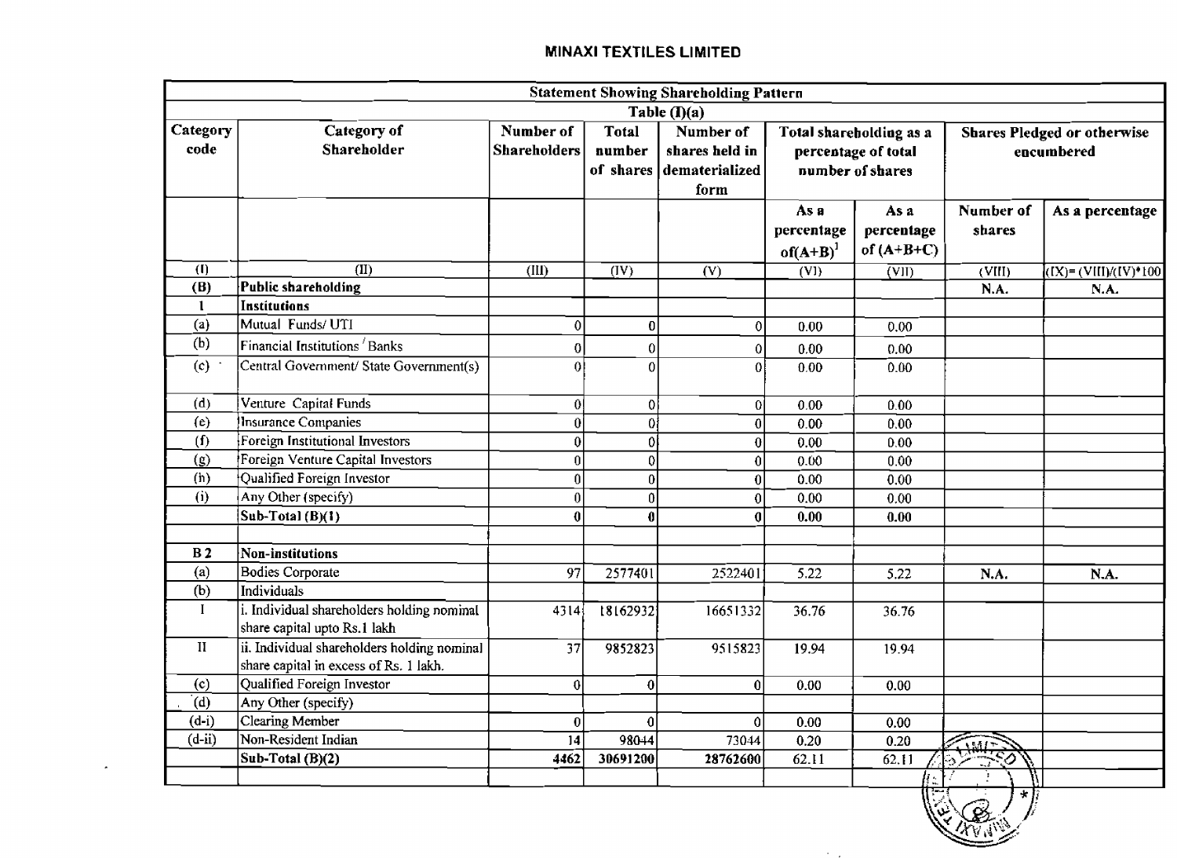## MINAXI TEXTILES LIMITED

| Statement Showing Shareholding Pattern | | | | | | | | |
|---|---|---|---|---|---|---|---|---|
| Table (I)(a) | | | | | | | | |
| Category code | Category of Shareholder | Number of Shareholders | Total number of shares | Number of shares held in dematerialized form | Total shareholding as a percentage of total number of shares | | Shares Pledged or otherwise encumbered | |
| | | | | | As a percentage of(A+B)[1] | As a percentage of (A+B+C) | Number of shares | As a percentage |
| (I) | (II) | (III) | (IV) | (V) | (VI) | (VII) | (VIII) | (IX)= (VIII)/(IV)*100 |
| (B) | **Public shareholding** | | | | | | N.A. | N.A. |
| 1 | **Institutions** | | | | | | | |
| (a) | Mutual Funds/ UTI | 0 | 0 | 0 | 0.00 | 0.00 | | |
| (b) | Financial Institutions / Banks | 0 | 0 | 0 | 0.00 | 0.00 | | |
| (c) | Central Government/ State Government(s) | 0 | 0 | 0 | 0.00 | 0.00 | | |
| (d) | Venture Capital Funds | 0 | 0 | 0 | 0.00 | 0.00 | | |
| (e) | Insurance Companies | 0 | 0 | 0 | 0.00 | 0.00 | | |
| (f) | Foreign Institutional Investors | 0 | 0 | 0 | 0.00 | 0.00 | | |
| (g) | Foreign Venture Capital Investors | 0 | 0 | 0 | 0.00 | 0.00 | | |
| (h) | Qualified Foreign Investor | 0 | 0 | 0 | 0.00 | 0.00 | | |
| (i) | Any Other (specify) | 0 | 0 | 0 | 0.00 | 0.00 | | |
| | **Sub-Total (B)(1)** | **0** | **0** | **0** | **0.00** | **0.00** | | |
| | | | | | | | | |
| B 2 | **Non-institutions** | | | | | | | |
| (a) | Bodies Corporate | 97 | 2577401 | 2522401 | 5.22 | 5.22 | N.A. | N.A. |
| (b) | Individuals | | | | | | | |
| I | i. Individual shareholders holding nominal share capital upto Rs.1 lakh | 4314 | 18162932 | 16651332 | 36.76 | 36.76 | | |
| II | ii. Individual shareholders holding nominal share capital in excess of Rs. 1 lakh. | 37 | 9852823 | 9515823 | 19.94 | 19.94 | | |
| (c) | Qualified Foreign Investor | 0 | 0 | 0 | 0.00 | 0.00 | | |
| (d) | Any Other (specify) | | | | | | | |
| (d-i) | Clearing Member | 0 | 0 | 0 | 0.00 | 0.00 | | |
| (d-ii) | Non-Resident Indian | 14 | 98044 | 73044 | 0.20 | 0.20 | | |
| | **Sub-Total (B)(2)** | **4462** | **30691200** | **28762600** | **62.11** | **62.11** | | |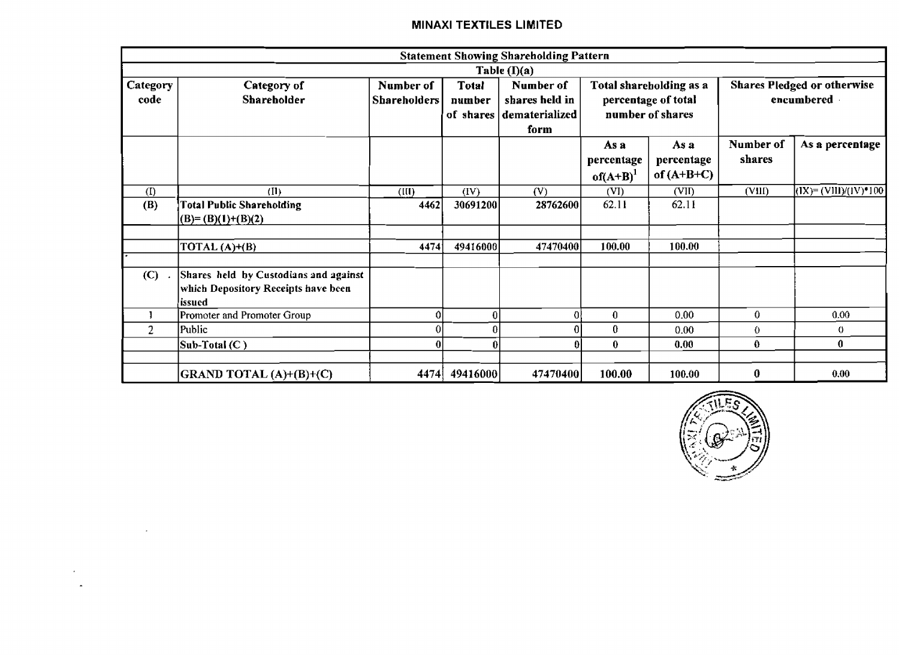MINAXI TEXTILES LIMITED

| Statement Showing Shareholding Pattern | | | | | | | | |
|---|---|---|---|---|---|---|---|---|
| Table (I)(a) | | | | | | | | |
| Category code | Category of Shareholder | Number of Shareholders | Total number of shares | Number of shares held in dematerialized form | Total shareholding as a percentage of total number of shares | | Shares Pledged or otherwise encumbered | |
| | | | | | As a percentage of(A+B)[1] | As a percentage of (A+B+C) | Number of shares | As a percentage |
| (I) | (II) | (III) | (IV) | (V) | (VI) | (VII) | (VIII) | (IX)= (VIII)/(IV)*100 |
| (B) | **Total Public Shareholding (B)= (B)(1)+(B)(2)** | 4462 | 30691200 | 28762600 | 62.11 | 62.11 | | |
| | | | | | | | | |
| | TOTAL (A)+(B) | 4474 | 49416000 | 47470400 | 100.00 | 100.00 | | |
| | | | | | | | | |
| (C) | Shares held by Custodians and against which Depository Receipts have been issued | | | | | | | |
| 1 | Promoter and Promoter Group | 0 | 0 | 0 | 0 | 0.00 | 0 | 0.00 |
| 2 | Public | 0 | 0 | 0 | 0 | 0.00 | 0 | 0 |
| | Sub-Total (C ) | 0 | 0 | 0 | 0 | 0.00 | 0 | 0 |
| | | | | | | | | |
| | GRAND TOTAL (A)+(B)+(C) | 4474 | 49416000 | 47470400 | 100.00 | 100.00 | 0 | 0.00 |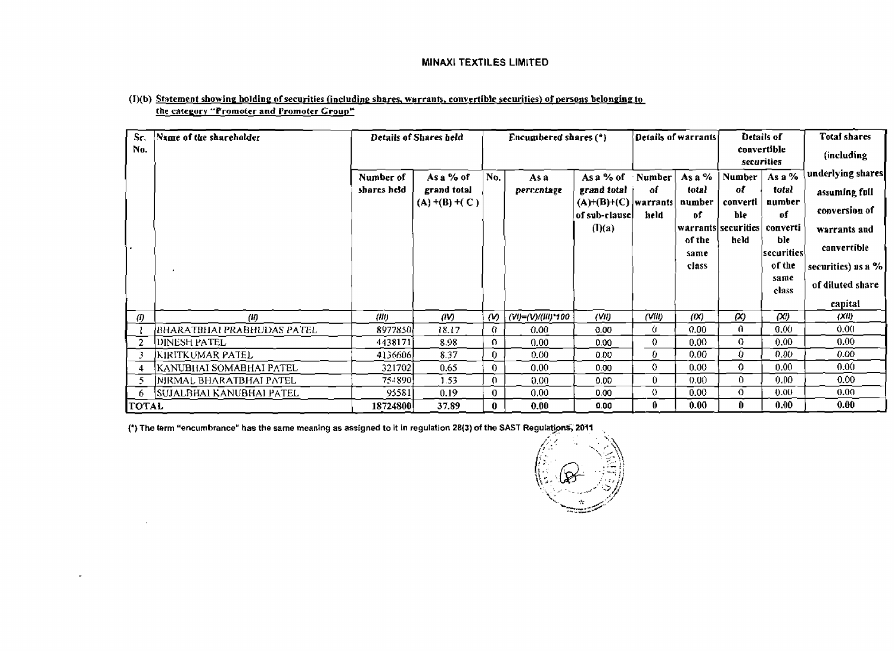# MINAXI TEXTILES LIMITED

## (I)(b) Statement showing holding of securities (including shares, warrants, convertible securities) of persons belonging to the category "Promoter and Promoter Group"

| Sr. No. | Name of the shareholder | Details of Shares held | | Encumbered shares (*) | | | Details of warrants | | Details of convertible securities | | Total shares (including underlying shares assuming full conversion of warrants and convertible securities) as a % of diluted share capital |
|---|---|---|---|---|---|---|---|---|---|---|---|
| | | Number of shares held | As a % of grand total (A) +(B) +( C ) | No. | As a percentage | As a % of grand total (A)+(B)+(C) of sub-clause (I)(a) | Number of warrants held | As a % total number of warrants of the same class | Number of convertible securities held | As a % total number of convertible securities of the same class | |
| (I) | (II) | (III) | (IV) | (V) | (VI)=(V)/(III)*100 | (VII) | (VIII) | (IX) | (X) | (XI) | (XII) |
| 1 | BHARATBHAI PRABHUDAS PATEL | 8977850 | 18.17 | 0 | 0.00 | 0.00 | 0 | 0.00 | 0 | 0.00 | 0.00 |
| 2 | DINESH PATEL | 4438171 | 8.98 | 0 | 0.00 | 0.00 | 0 | 0.00 | 0 | 0.00 | 0.00 |
| 3 | KIRITKUMAR PATEL | 4136606 | 8.37 | 0 | 0.00 | 0.00 | 0 | 0.00 | 0 | 0.00 | 0.00 |
| 4 | KANUBHAI SOMABHAI PATEL | 321702 | 0.65 | 0 | 0.00 | 0.00 | 0 | 0.00 | 0 | 0.00 | 0.00 |
| 5 | NIRMAL BHARATBHAI PATEL | 754890 | 1.53 | 0 | 0.00 | 0.00 | 0 | 0.00 | 0 | 0.00 | 0.00 |
| 6 | SUJALBHAI KANUBHAI PATEL | 95581 | 0.19 | 0 | 0.00 | 0.00 | 0 | 0.00 | 0 | 0.00 | 0.00 |
| **TOTAL** | | **18724800** | **37.89** | **0** | **0.00** | **0.00** | **0** | **0.00** | **0** | **0.00** | **0.00** |

(*) The term "encumbrance" has the same meaning as assigned to it in regulation 28(3) of the SAST Regulations, 2011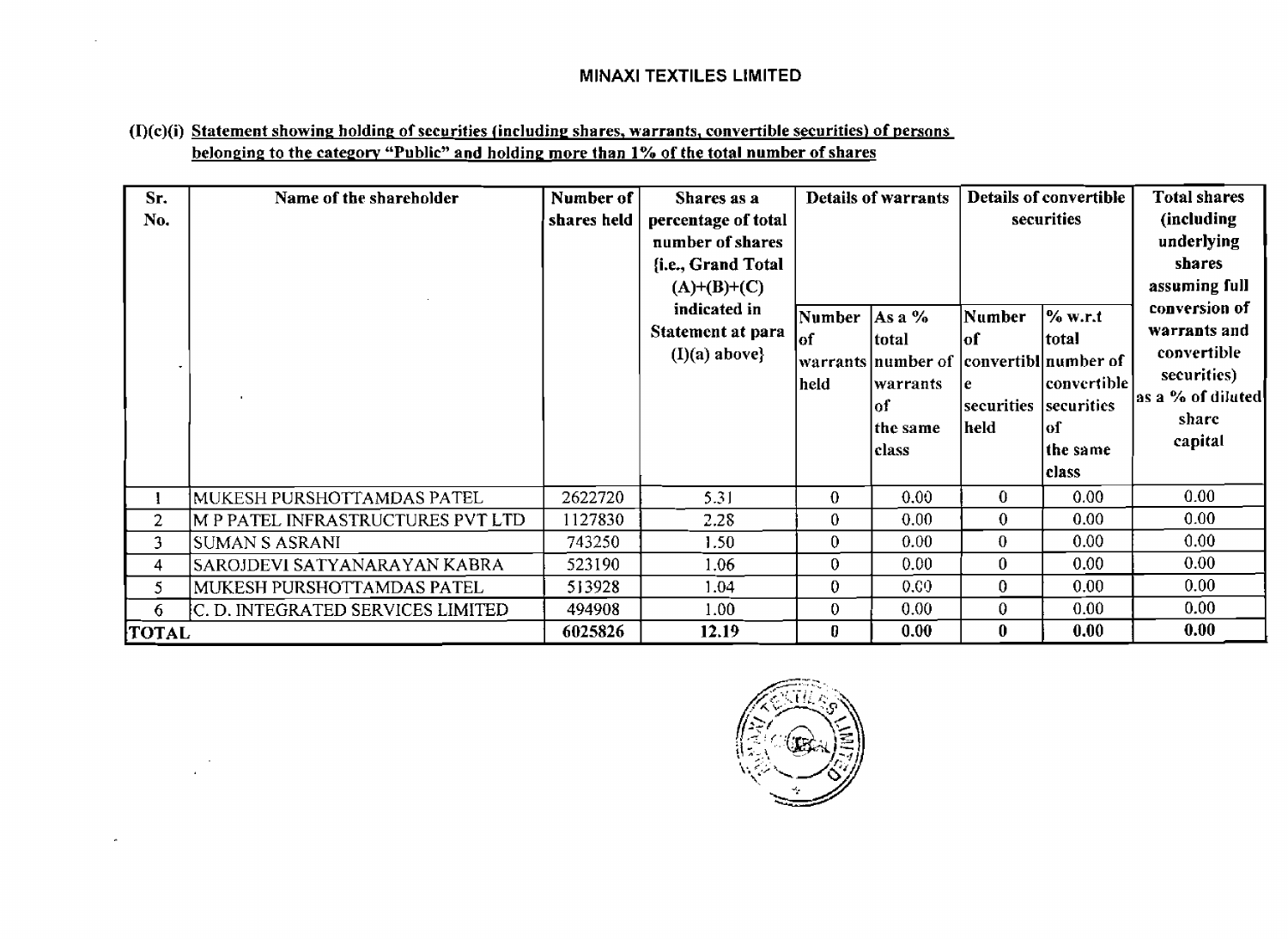# MINAXI TEXTILES LIMITED

**(I)(c)(i) Statement showing holding of securities (including shares, warrants, convertible securities) of persons belonging to the category "Public" and holding more than 1% of the total number of shares**

| Sr. No. | Name of the shareholder | Number of shares held | Shares as a percentage of total number of shares {i.e., Grand Total (A)+(B)+(C) indicated in Statement at para (I)(a) above} | Details of warrants | | Details of convertible securities | | Total shares (including underlying shares assuming full conversion of warrants and convertible securities) as a % of diluted share capital |
|---|---|---|---|---|---|---|---|---|
| | | | | Number of warrants held | As a % total number of warrants of the same class | Number of convertible securities held | % w.r.t total number of convertible securities of the same class | |
| 1 | MUKESH PURSHOTTAMDAS PATEL | 2622720 | 5.31 | 0 | 0.00 | 0 | 0.00 | 0.00 |
| 2 | M P PATEL INFRASTRUCTURES PVT LTD | 1127830 | 2.28 | 0 | 0.00 | 0 | 0.00 | 0.00 |
| 3 | SUMAN S ASRANI | 743250 | 1.50 | 0 | 0.00 | 0 | 0.00 | 0.00 |
| 4 | SAROJDEVI SATYANARAYAN KABRA | 523190 | 1.06 | 0 | 0.00 | 0 | 0.00 | 0.00 |
| 5 | MUKESH PURSHOTTAMDAS PATEL | 513928 | 1.04 | 0 | 0.00 | 0 | 0.00 | 0.00 |
| 6 | C. D. INTEGRATED SERVICES LIMITED | 494908 | 1.00 | 0 | 0.00 | 0 | 0.00 | 0.00 |
| **TOTAL** | | **6025826** | **12.19** | **0** | **0.00** | **0** | **0.00** | **0.00** |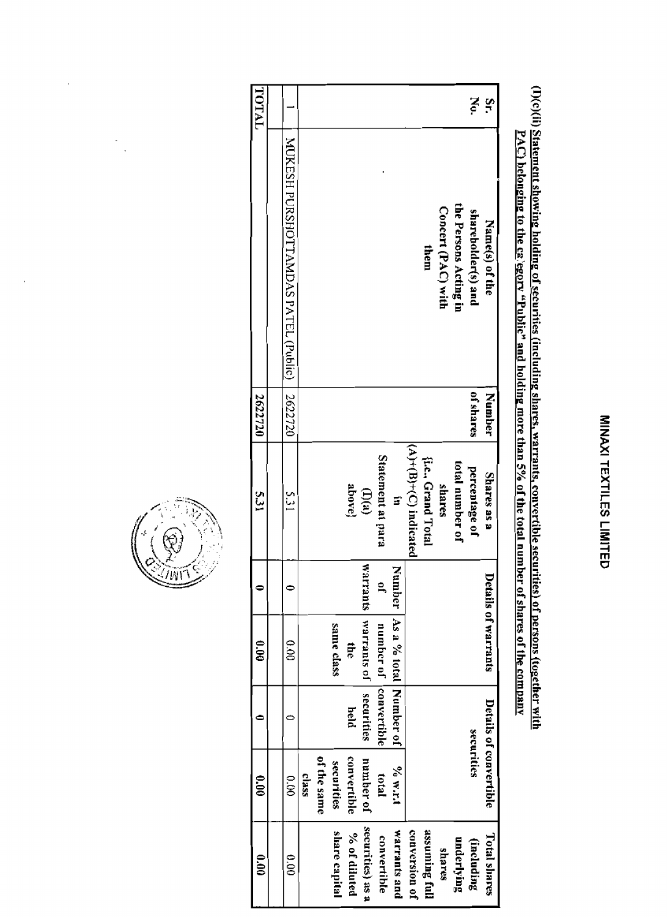# MINAXI TEXTILES LIMITED

**(I)(c)(ii) Statement showing holding of securities (including shares, warrants, convertible securities) of persons (together with PAC) belonging to the category "Public" and holding more than 5% of the total number of shares of the company**

| Sr. No. | Name(s) of the shareholder(s) and the Persons Acting in Concert (PAC) with them | Number of shares | Shares as a percentage of total number of shares {i.e., Grand Total (A)+(B)+(C) indicated in Statement at para (I)(a) above} | Details of warrants | | Details of convertible securities | | Total shares (including underlying shares assuming full conversion of warrants and convertible securities) as a % of diluted share capital |
|---|---|---|---|---|---|---|---|---|
| | | | | Number of warrants | As a % total number of warrants of the same class | Number of convertible securities held | % w.r.t total number of convertible securities of the same class | |
| 1 | MUKESH PURSHOTTAMDAS PATEL (Public) | 2622720 | 5.31 | 0 | 0.00 | 0 | 0.00 | 0.00 |
| TOTAL | | 2622720 | 5.31 | 0 | 0.00 | 0 | 0.00 | 0.00 |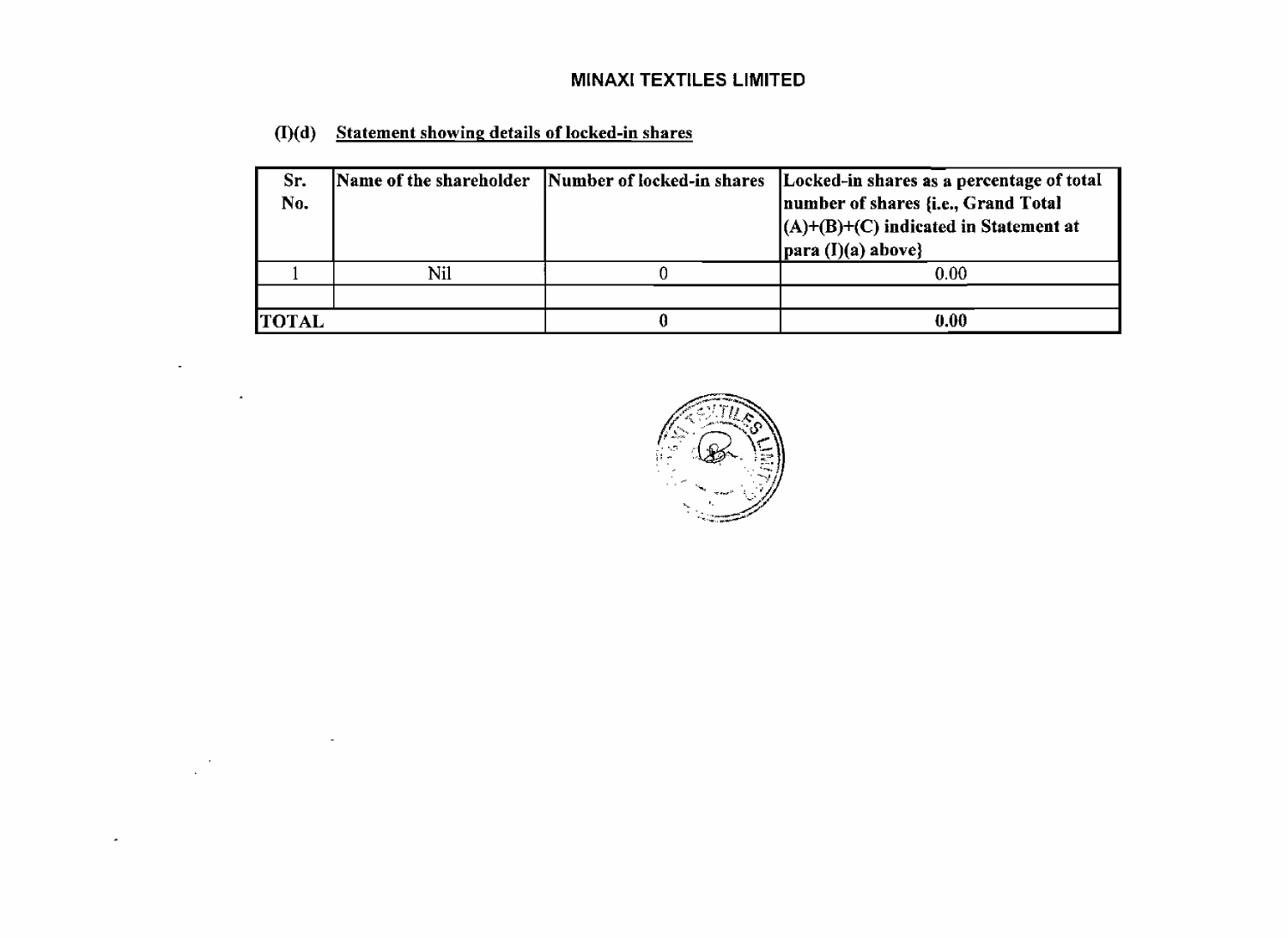**MINAXI TEXTILES LIMITED**

**(I)(d) Statement showing details of locked-in shares**

| Sr. No. | Name of the shareholder | Number of locked-in shares | Locked-in shares as a percentage of total number of shares {i.e., Grand Total (A)+(B)+(C) indicated in Statement at para (I)(a) above} |
|---|---|---|---|
| 1 | Nil | 0 | 0.00 |
| | | | |
| **TOTAL** | | **0** | **0.00** |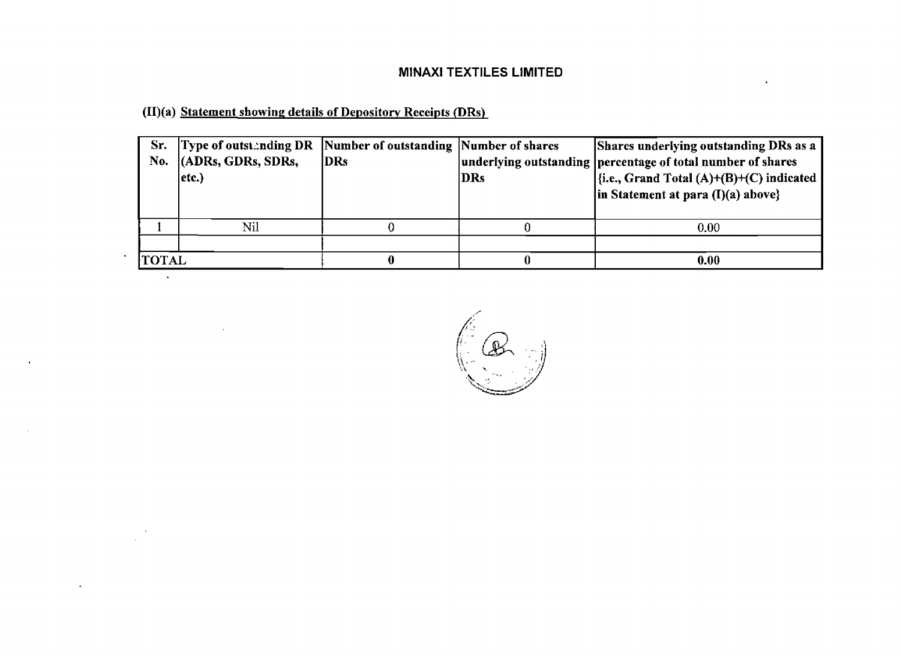# MINAXI TEXTILES LIMITED

## (II)(a) Statement showing details of Depository Receipts (DRs)

| Sr. No. | Type of outstanding DR (ADRs, GDRs, SDRs, etc.) | Number of outstanding DRs | Number of shares underlying outstanding DRs | Shares underlying outstanding DRs as a percentage of total number of shares {i.e., Grand Total (A)+(B)+(C) indicated in Statement at para (I)(a) above} |
|---|---|---|---|---|
| 1 | Nil | 0 | 0 | 0.00 |
| | | | | |
| **TOTAL** | | **0** | **0** | **0.00** |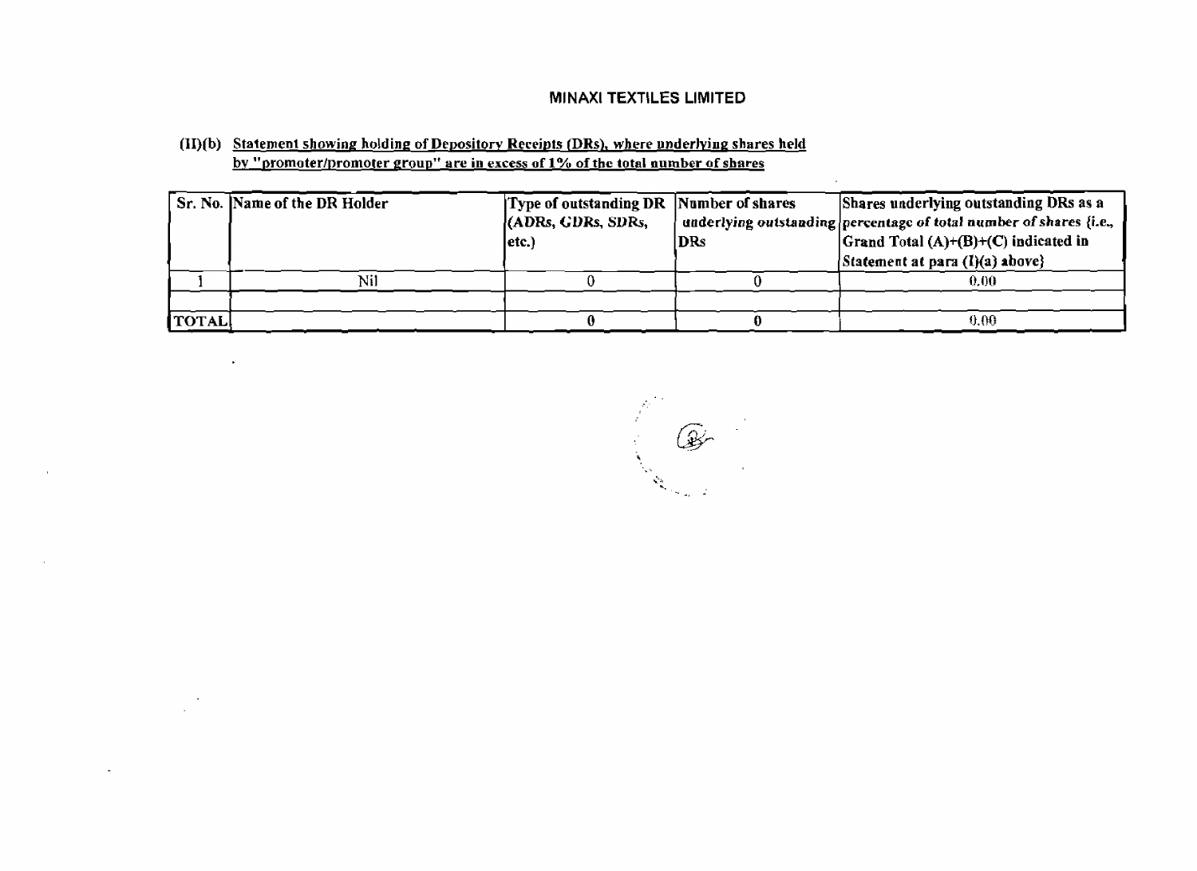# MINAXI TEXTILES LIMITED

(II)(b) Statement showing holding of Depository Receipts (DRs), where underlying shares held by "promoter/promoter group" are in excess of 1% of the total number of shares

| Sr. No. | Name of the DR Holder | Type of outstanding DR (ADRs, GDRs, SDRs, etc.) | Number of shares underlying outstanding DRs | Shares underlying outstanding DRs as a percentage of total number of shares {i.e., Grand Total (A)+(B)+(C) indicated in Statement at para (I)(a) above} |
|---|---|---|---|---|
| 1 | Nil | 0 | 0 | 0.00 |
| | | | | |
| **TOTAL** | | **0** | **0** | 0.00 |